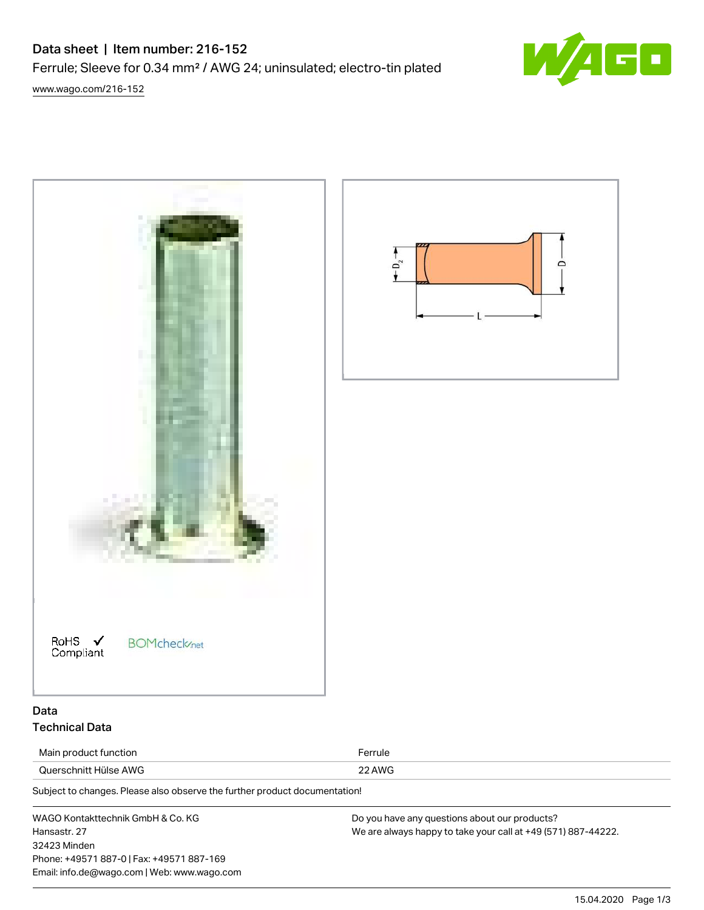# Data sheet | Item number: 216-152

## Ferrule; Sleeve for 0.34 mm² / AWG 24; uninsulated; electro-tin plated

www.wago.com/216-152

RoHS ✓ Compliant

BOMcheck.net

## Data

### Technical Data

| | |
|---|---|
| Main product function | Ferrule |
| Querschnitt Hülse AWG | 22 AWG |

Subject to changes. Please also observe the further product documentation!

WAGO Kontakttechnik GmbH & Co. KG
Hansastr. 27
32423 Minden
Phone: +49571 887-0 | Fax: +49571 887-169
Email: info.de@wago.com | Web: www.wago.com

Do you have any questions about our products?
We are always happy to take your call at +49 (571) 887-44222.

15.04.2020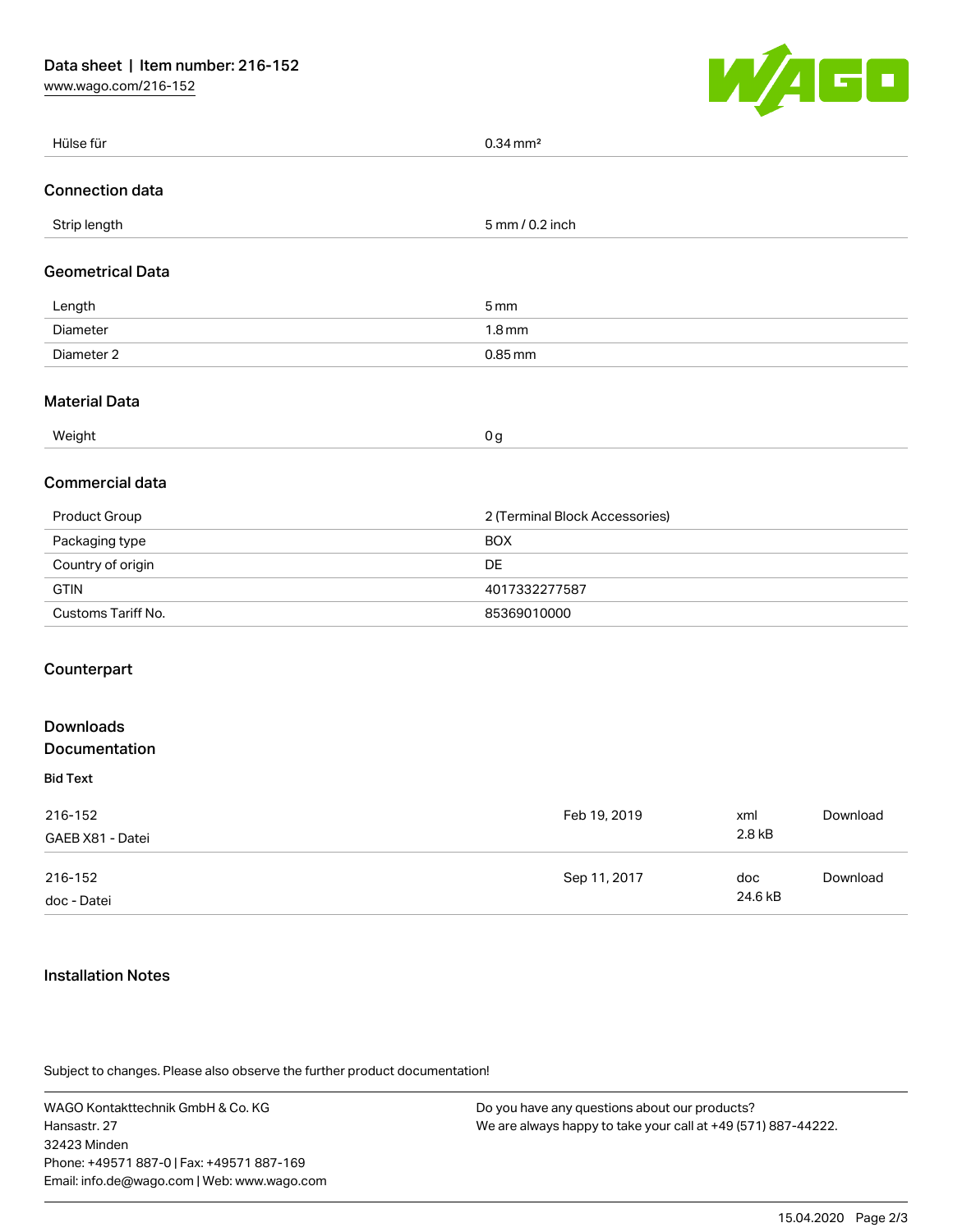| Hülse für | 0.34 mm² |
| --- | --- |

## Connection data

| Strip length | 5 mm / 0.2 inch |
| --- | --- |

## Geometrical Data

| Length | 5 mm |
| --- | --- |
| Diameter | 1.8 mm |
| Diameter 2 | 0.85 mm |

## Material Data

| Weight | 0 g |
| --- | --- |

## Commercial data

| Product Group | 2 (Terminal Block Accessories) |
| --- | --- |
| Packaging type | BOX |
| Country of origin | DE |
| GTIN | 4017332277587 |
| Customs Tariff No. | 85369010000 |

## Counterpart

## Downloads
## Documentation

**Bid Text**

| | | | |
| --- | --- | --- | --- |
| 216-152<br>GAEB X81 - Datei | Feb 19, 2019 | xml<br>2.8 kB | Download |
| 216-152<br>doc - Datei | Sep 11, 2017 | doc<br>24.6 kB | Download |

## Installation Notes

Subject to changes. Please also observe the further product documentation!

WAGO Kontakttechnik GmbH & Co. KG
Hansastr. 27
32423 Minden
Phone: +49571 887-0 | Fax: +49571 887-169
Email: info.de@wago.com | Web: www.wago.com

Do you have any questions about our products?
We are always happy to take your call at +49 (571) 887-44222.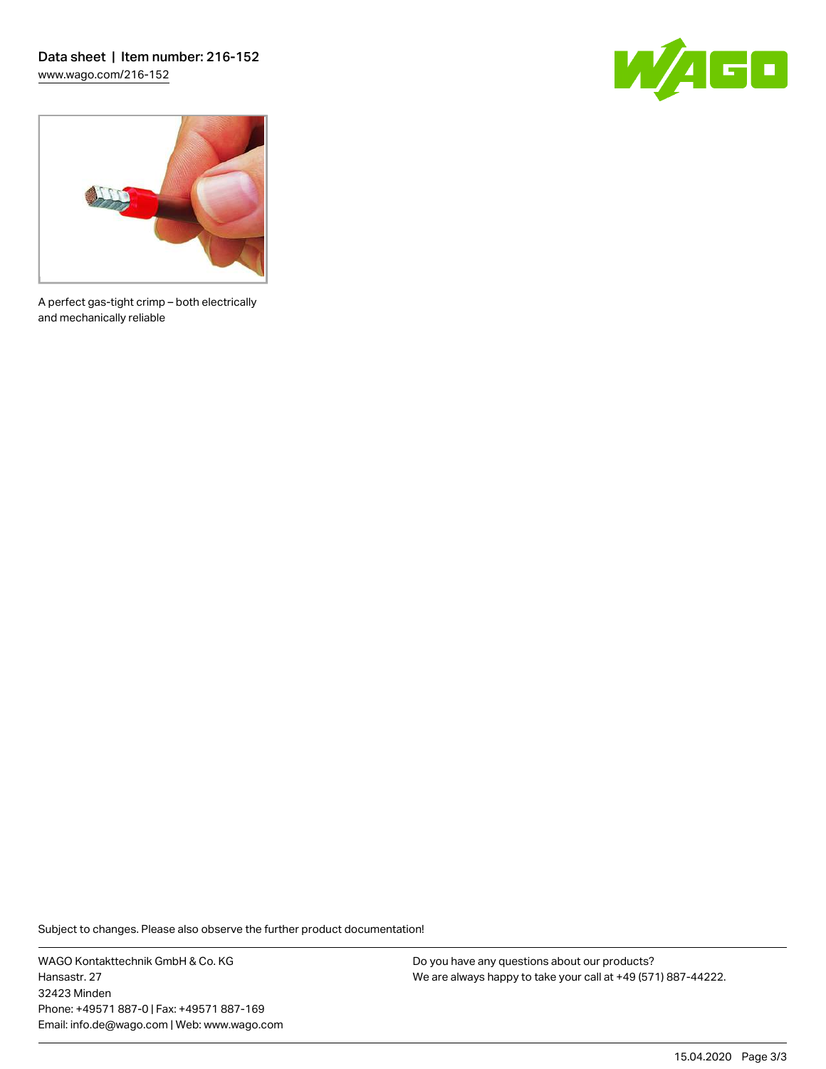A perfect gas-tight crimp – both electrically and mechanically reliable

Subject to changes. Please also observe the further product documentation!

WAGO Kontakttechnik GmbH & Co. KG
Hansastr. 27
32423 Minden
Phone: +49571 887-0 | Fax: +49571 887-169
Email: info.de@wago.com | Web: www.wago.com

Do you have any questions about our products?
We are always happy to take your call at +49 (571) 887-44222.